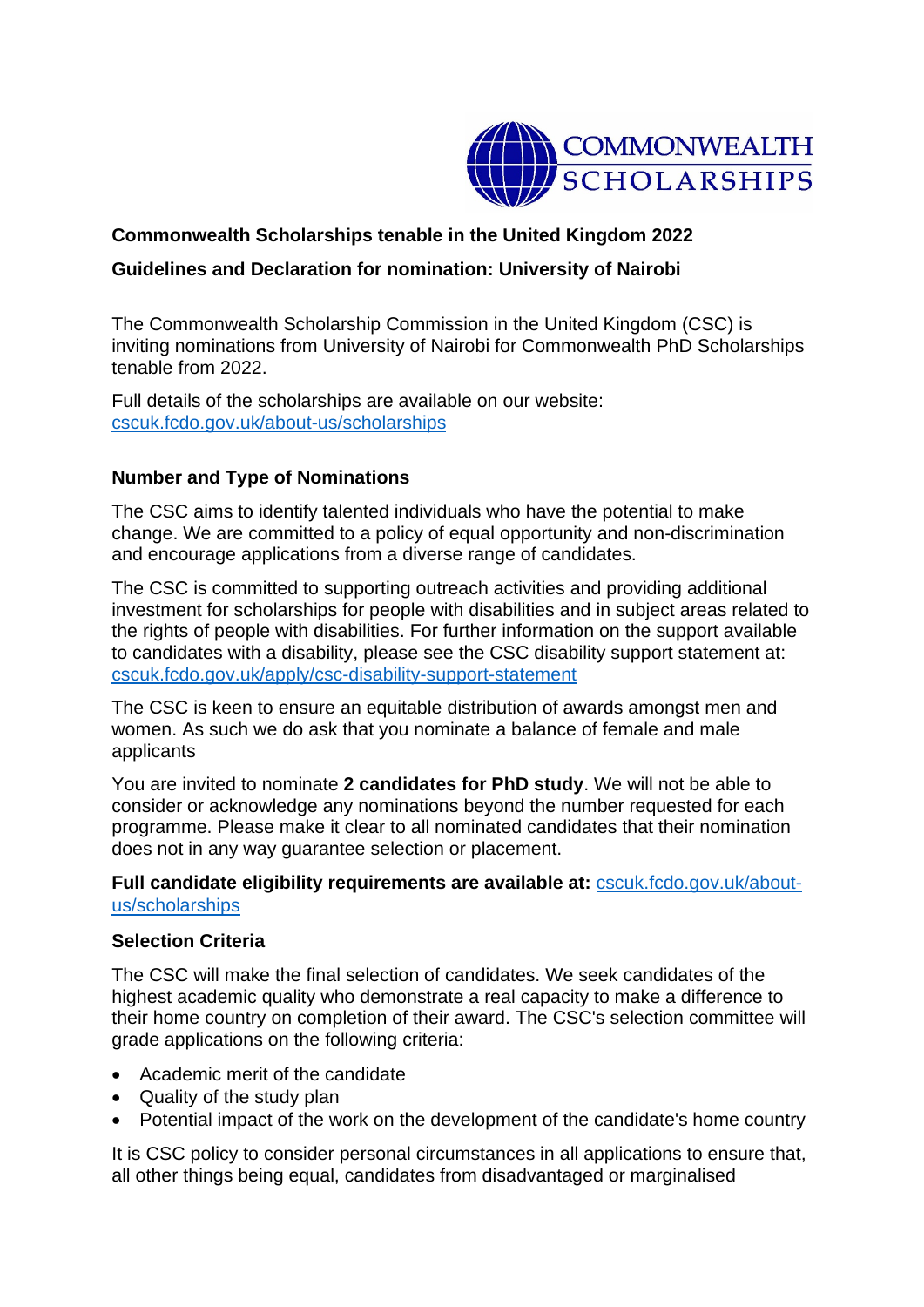**Commonwealth Scholarships tenable in the United Kingdom 2022**

**Guidelines and Declaration for nomination: University of Nairobi**

The Commonwealth Scholarship Commission in the United Kingdom (CSC) is inviting nominations from University of Nairobi for Commonwealth PhD Scholarships tenable from 2022.

Full details of the scholarships are available on our website: [cscuk.fcdo.gov.uk/about-us/scholarships](cscuk.fcdo.gov.uk/about-us/scholarships)

## Number and Type of Nominations

The CSC aims to identify talented individuals who have the potential to make change. We are committed to a policy of equal opportunity and non-discrimination and encourage applications from a diverse range of candidates.

The CSC is committed to supporting outreach activities and providing additional investment for scholarships for people with disabilities and in subject areas related to the rights of people with disabilities. For further information on the support available to candidates with a disability, please see the CSC disability support statement at: [cscuk.fcdo.gov.uk/apply/csc-disability-support-statement](cscuk.fcdo.gov.uk/apply/csc-disability-support-statement)

The CSC is keen to ensure an equitable distribution of awards amongst men and women. As such we do ask that you nominate a balance of female and male applicants

You are invited to nominate **2 candidates for PhD study**. We will not be able to consider or acknowledge any nominations beyond the number requested for each programme. Please make it clear to all nominated candidates that their nomination does not in any way guarantee selection or placement.

**Full candidate eligibility requirements are available at:** [cscuk.fcdo.gov.uk/about-us/scholarships](cscuk.fcdo.gov.uk/about-us/scholarships)

## Selection Criteria

The CSC will make the final selection of candidates. We seek candidates of the highest academic quality who demonstrate a real capacity to make a difference to their home country on completion of their award. The CSC's selection committee will grade applications on the following criteria:

- Academic merit of the candidate
- Quality of the study plan
- Potential impact of the work on the development of the candidate's home country

It is CSC policy to consider personal circumstances in all applications to ensure that, all other things being equal, candidates from disadvantaged or marginalised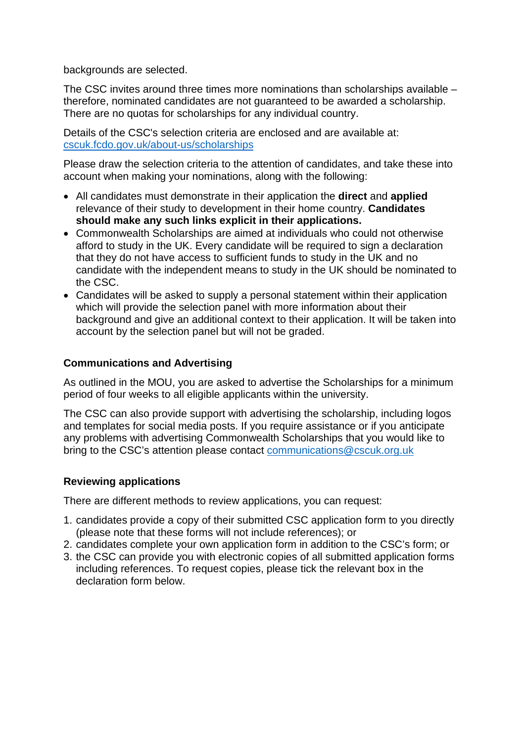backgrounds are selected.

The CSC invites around three times more nominations than scholarships available – therefore, nominated candidates are not guaranteed to be awarded a scholarship. There are no quotas for scholarships for any individual country.

Details of the CSC's selection criteria are enclosed and are available at: [cscuk.fcdo.gov.uk/about-us/scholarships](cscuk.fcdo.gov.uk/about-us/scholarships)

Please draw the selection criteria to the attention of candidates, and take these into account when making your nominations, along with the following:

- All candidates must demonstrate in their application the **direct** and **applied** relevance of their study to development in their home country. **Candidates should make any such links explicit in their applications.**
- Commonwealth Scholarships are aimed at individuals who could not otherwise afford to study in the UK. Every candidate will be required to sign a declaration that they do not have access to sufficient funds to study in the UK and no candidate with the independent means to study in the UK should be nominated to the CSC.
- Candidates will be asked to supply a personal statement within their application which will provide the selection panel with more information about their background and give an additional context to their application. It will be taken into account by the selection panel but will not be graded.

### Communications and Advertising

As outlined in the MOU, you are asked to advertise the Scholarships for a minimum period of four weeks to all eligible applicants within the university.

The CSC can also provide support with advertising the scholarship, including logos and templates for social media posts. If you require assistance or if you anticipate any problems with advertising Commonwealth Scholarships that you would like to bring to the CSC's attention please contact [communications@cscuk.org.uk](mailto:communications@cscuk.org.uk)

### Reviewing applications

There are different methods to review applications, you can request:

1. candidates provide a copy of their submitted CSC application form to you directly (please note that these forms will not include references); or
2. candidates complete your own application form in addition to the CSC's form; or
3. the CSC can provide you with electronic copies of all submitted application forms including references. To request copies, please tick the relevant box in the declaration form below.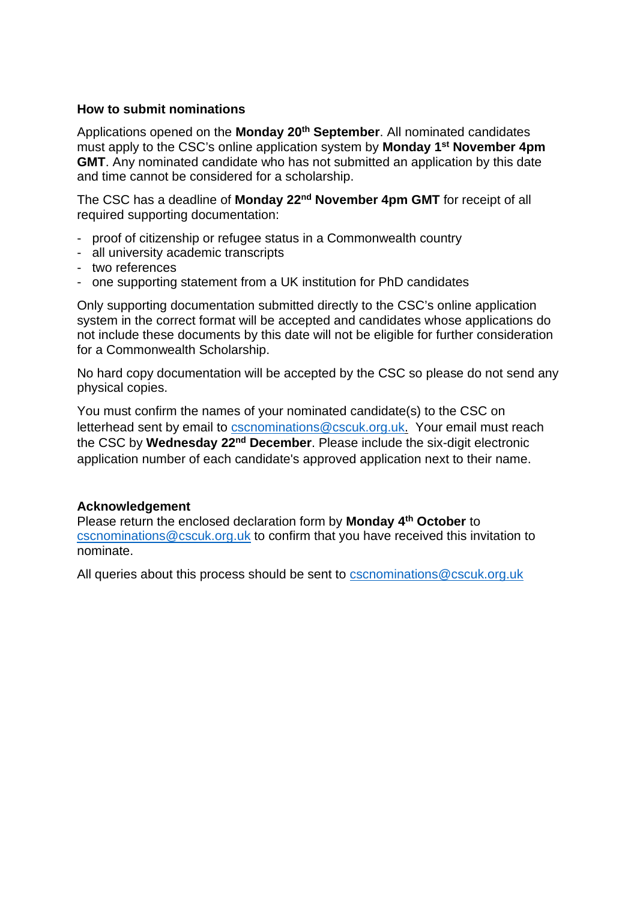**How to submit nominations**

Applications opened on the **Monday 20th September**. All nominated candidates must apply to the CSC's online application system by **Monday 1st November 4pm GMT**. Any nominated candidate who has not submitted an application by this date and time cannot be considered for a scholarship.

The CSC has a deadline of **Monday 22nd November 4pm GMT** for receipt of all required supporting documentation:

- proof of citizenship or refugee status in a Commonwealth country
- all university academic transcripts
- two references
- one supporting statement from a UK institution for PhD candidates

Only supporting documentation submitted directly to the CSC's online application system in the correct format will be accepted and candidates whose applications do not include these documents by this date will not be eligible for further consideration for a Commonwealth Scholarship.

No hard copy documentation will be accepted by the CSC so please do not send any physical copies.

You must confirm the names of your nominated candidate(s) to the CSC on letterhead sent by email to cscnominations@cscuk.org.uk. Your email must reach the CSC by **Wednesday 22nd December**. Please include the six-digit electronic application number of each candidate's approved application next to their name.

**Acknowledgement**

Please return the enclosed declaration form by **Monday 4th October** to cscnominations@cscuk.org.uk to confirm that you have received this invitation to nominate.

All queries about this process should be sent to cscnominations@cscuk.org.uk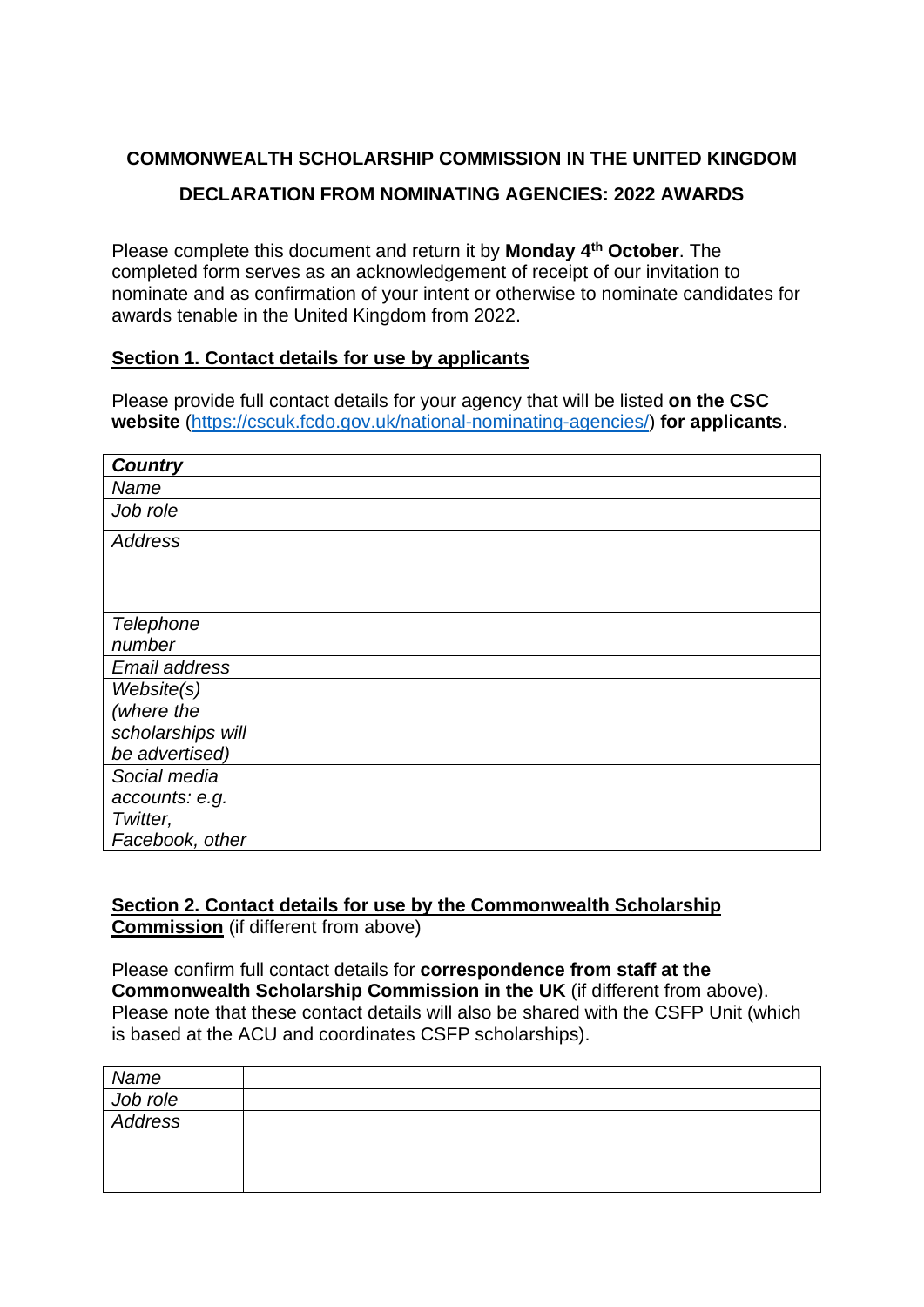**COMMONWEALTH SCHOLARSHIP COMMISSION IN THE UNITED KINGDOM**

**DECLARATION FROM NOMINATING AGENCIES: 2022 AWARDS**

Please complete this document and return it by **Monday 4th October**. The completed form serves as an acknowledgement of receipt of our invitation to nominate and as confirmation of your intent or otherwise to nominate candidates for awards tenable in the United Kingdom from 2022.

## Section 1. Contact details for use by applicants

Please provide full contact details for your agency that will be listed **on the CSC website** (https://cscuk.fcdo.gov.uk/national-nominating-agencies/) **for applicants**.

| ***Country*** | |
|---|---|
| *Name* | |
| *Job role* | |
| *Address* | |
| *Telephone number* | |
| *Email address* | |
| *Website(s) (where the scholarships will be advertised)* | |
| *Social media accounts: e.g. Twitter, Facebook, other* | |

## Section 2. Contact details for use by the Commonwealth Scholarship Commission (if different from above)

Please confirm full contact details for **correspondence from staff at the Commonwealth Scholarship Commission in the UK** (if different from above). Please note that these contact details will also be shared with the CSFP Unit (which is based at the ACU and coordinates CSFP scholarships).

| *Name* | |
|---|---|
| *Job role* | |
| *Address* | |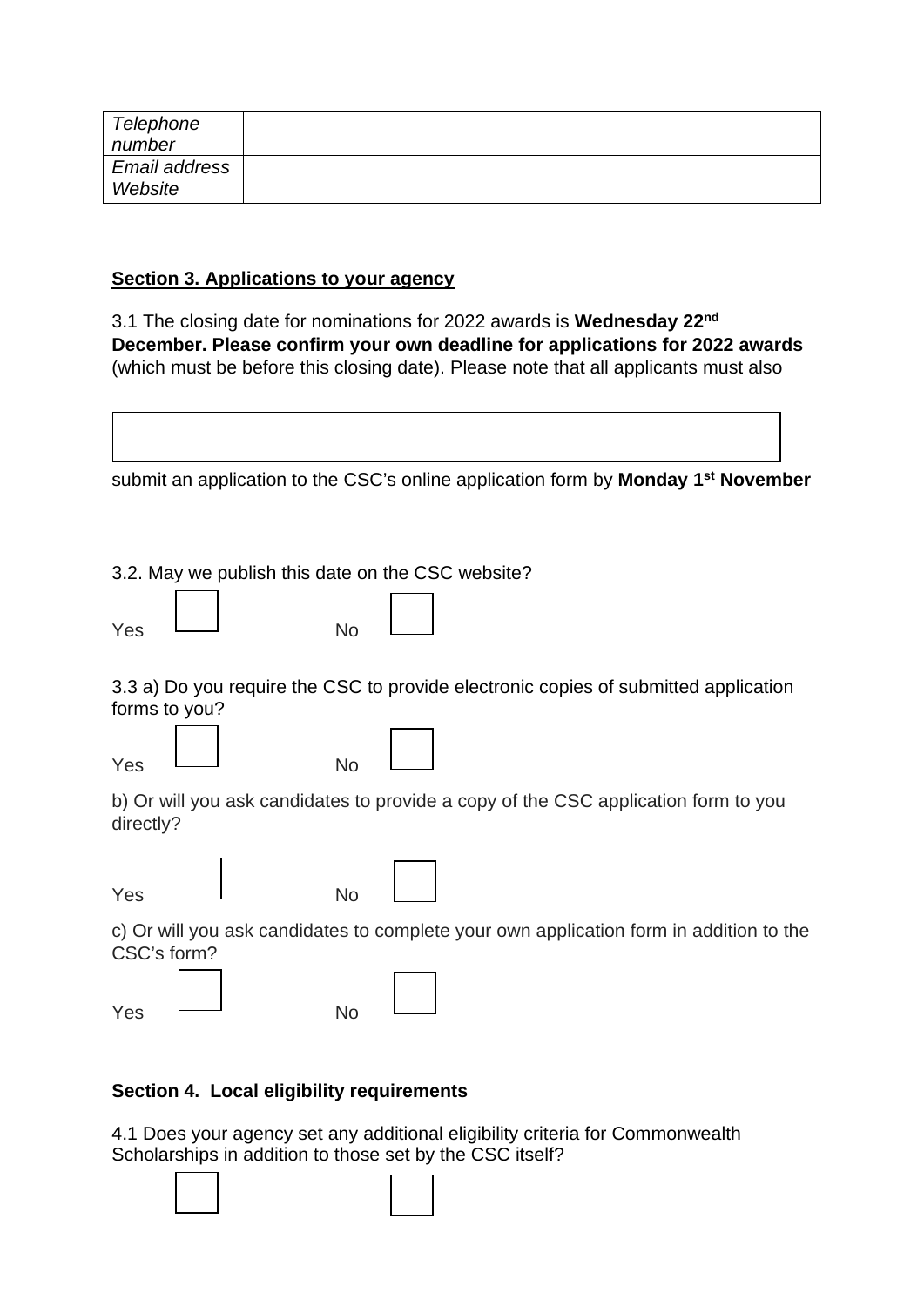| *Telephone number* | |
|---|---|
| *Email address* | |
| *Website* | |

**Section 3. Applications to your agency**

3.1 The closing date for nominations for 2022 awards is **Wednesday 22nd December. Please confirm your own deadline for applications for 2022 awards** (which must be before this closing date). Please note that all applicants must also submit an application to the CSC's online application form by **Monday 1st November**

| |
|---|
| |

3.2. May we publish this date on the CSC website?

Yes ☐ No ☐

3.3 a) Do you require the CSC to provide electronic copies of submitted application forms to you?

Yes ☐ No ☐

b) Or will you ask candidates to provide a copy of the CSC application form to you directly?

Yes ☐ No ☐

c) Or will you ask candidates to complete your own application form in addition to the CSC's form?

Yes ☐ No ☐

**Section 4. Local eligibility requirements**

4.1 Does your agency set any additional eligibility criteria for Commonwealth Scholarships in addition to those set by the CSC itself?

☐ ☐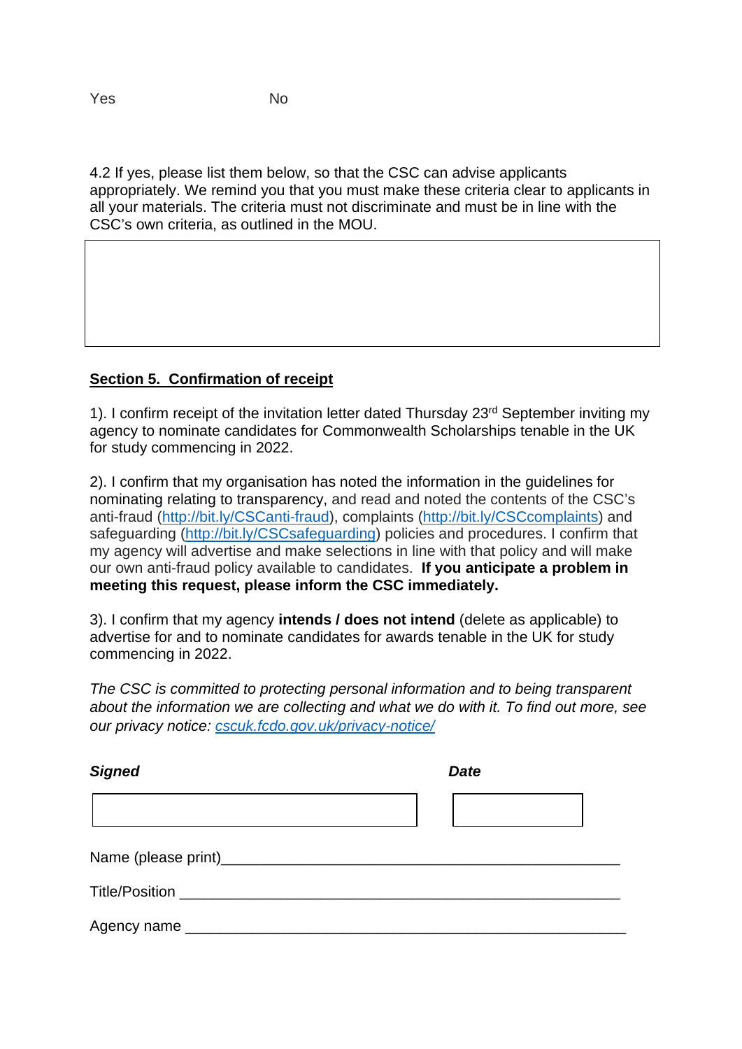Yes No

4.2 If yes, please list them below, so that the CSC can advise applicants appropriately. We remind you that you must make these criteria clear to applicants in all your materials. The criteria must not discriminate and must be in line with the CSC's own criteria, as outlined in the MOU.

| |
|---|
| |

## Section 5. Confirmation of receipt

1). I confirm receipt of the invitation letter dated Thursday 23rd September inviting my agency to nominate candidates for Commonwealth Scholarships tenable in the UK for study commencing in 2022.

2). I confirm that my organisation has noted the information in the guidelines for nominating relating to transparency, and read and noted the contents of the CSC's anti-fraud (http://bit.ly/CSCanti-fraud), complaints (http://bit.ly/CSCcomplaints) and safeguarding (http://bit.ly/CSCsafeguarding) policies and procedures. I confirm that my agency will advertise and make selections in line with that policy and will make our own anti-fraud policy available to candidates. **If you anticipate a problem in meeting this request, please inform the CSC immediately.**

3). I confirm that my agency **intends / does not intend** (delete as applicable) to advertise for and to nominate candidates for awards tenable in the UK for study commencing in 2022.

*The CSC is committed to protecting personal information and to being transparent about the information we are collecting and what we do with it. To find out more, see our privacy notice: cscuk.fcdo.gov.uk/privacy-notice/*

| ***Signed*** | ***Date*** |
|---|---|
| | |

Name (please print)_______________________________________________

Title/Position ___________________________________________________

Agency name ___________________________________________________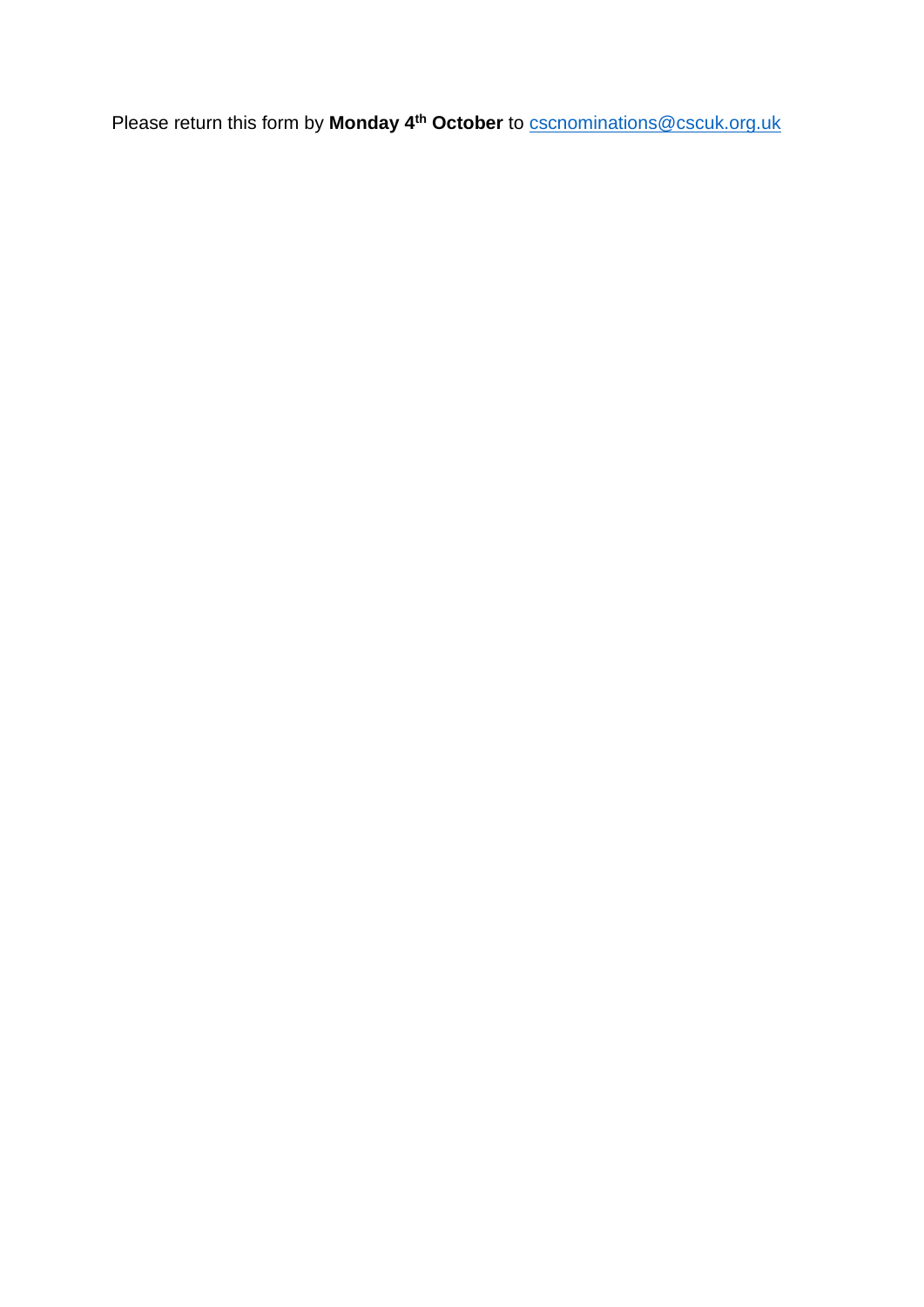Please return this form by **Monday 4th October** to cscnominations@cscuk.org.uk